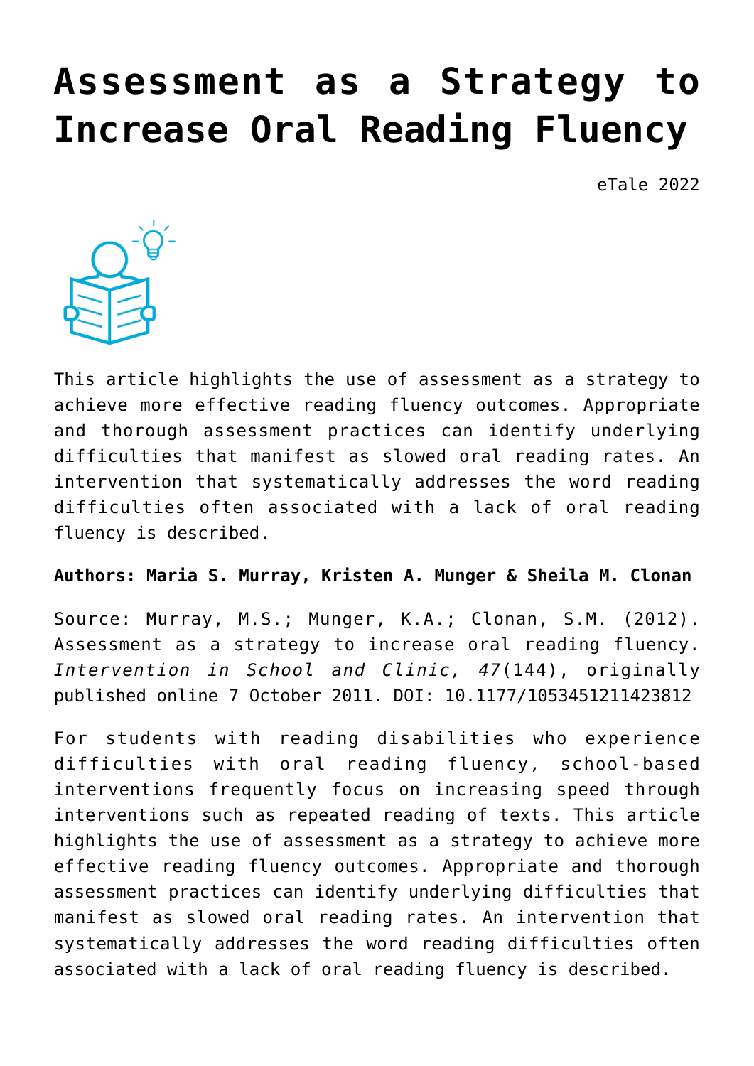# Assessment as a Strategy to Increase Oral Reading Fluency

eTale 2022

This article highlights the use of assessment as a strategy to achieve more effective reading fluency outcomes. Appropriate and thorough assessment practices can identify underlying difficulties that manifest as slowed oral reading rates. An intervention that systematically addresses the word reading difficulties often associated with a lack of oral reading fluency is described.

**Authors: Maria S. Murray, Kristen A. Munger & Sheila M. Clonan**

Source: Murray, M.S.; Munger, K.A.; Clonan, S.M. (2012). Assessment as a strategy to increase oral reading fluency. *Intervention in School and Clinic, 47*(144), originally published online 7 October 2011. DOI: 10.1177/1053451211423812

For students with reading disabilities who experience difficulties with oral reading fluency, school-based interventions frequently focus on increasing speed through interventions such as repeated reading of texts. This article highlights the use of assessment as a strategy to achieve more effective reading fluency outcomes. Appropriate and thorough assessment practices can identify underlying difficulties that manifest as slowed oral reading rates. An intervention that systematically addresses the word reading difficulties often associated with a lack of oral reading fluency is described.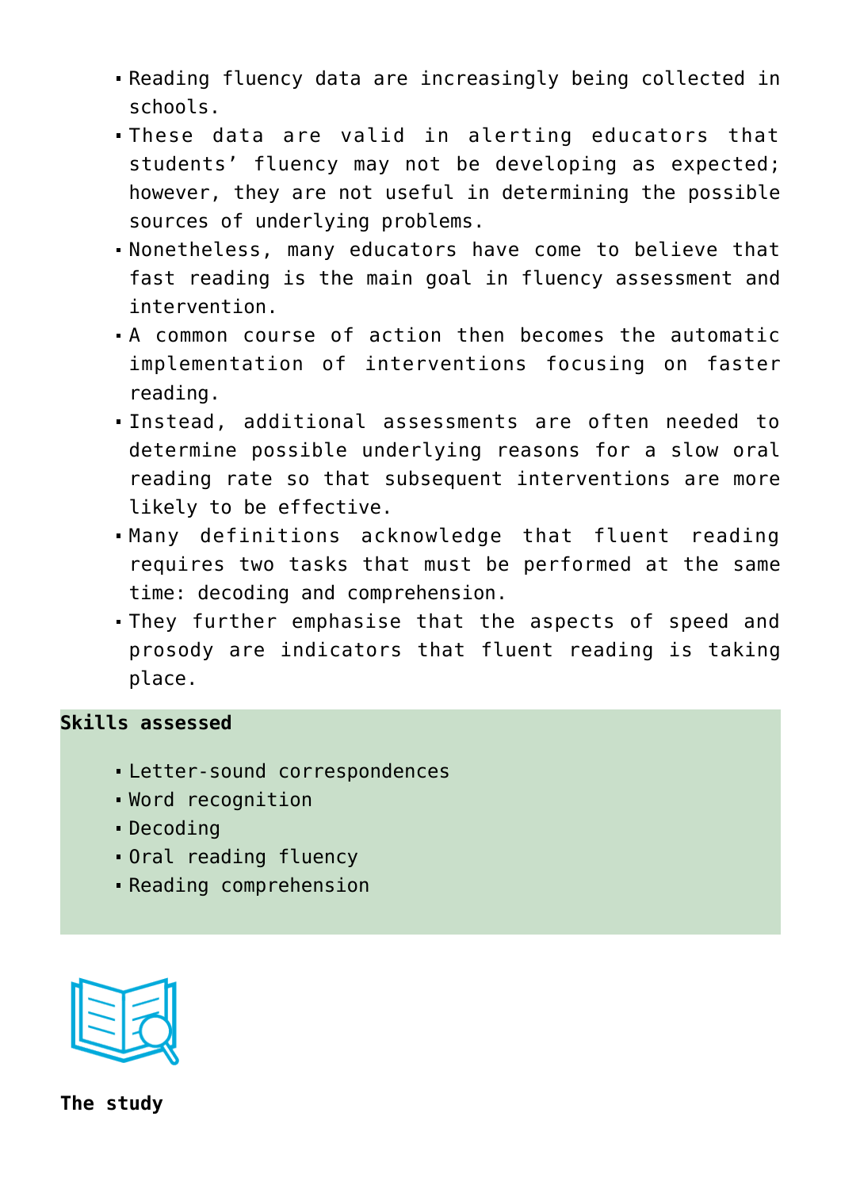- Reading fluency data are increasingly being collected in schools.
- These data are valid in alerting educators that students' fluency may not be developing as expected; however, they are not useful in determining the possible sources of underlying problems.
- Nonetheless, many educators have come to believe that fast reading is the main goal in fluency assessment and intervention.
- A common course of action then becomes the automatic implementation of interventions focusing on faster reading.
- Instead, additional assessments are often needed to determine possible underlying reasons for a slow oral reading rate so that subsequent interventions are more likely to be effective.
- Many definitions acknowledge that fluent reading requires two tasks that must be performed at the same time: decoding and comprehension.
- They further emphasise that the aspects of speed and prosody are indicators that fluent reading is taking place.

**Skills assessed**

- Letter-sound correspondences
- Word recognition
- Decoding
- Oral reading fluency
- Reading comprehension

**The study**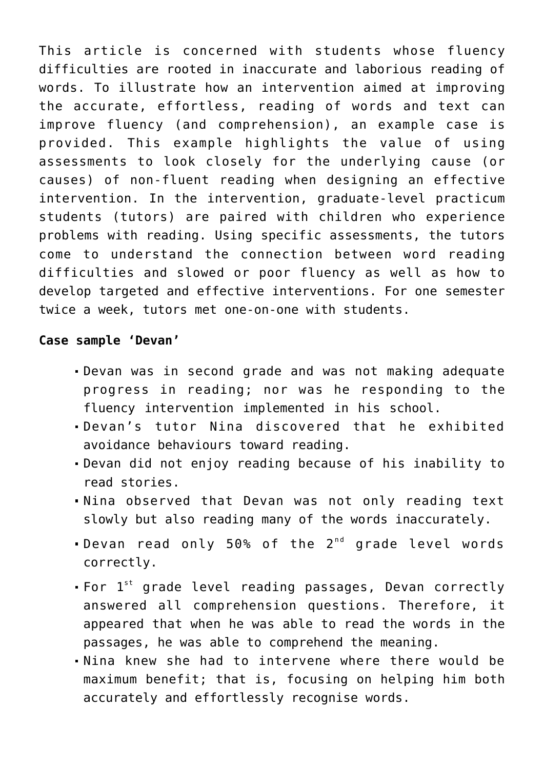This article is concerned with students whose fluency difficulties are rooted in inaccurate and laborious reading of words. To illustrate how an intervention aimed at improving the accurate, effortless, reading of words and text can improve fluency (and comprehension), an example case is provided. This example highlights the value of using assessments to look closely for the underlying cause (or causes) of non-fluent reading when designing an effective intervention. In the intervention, graduate-level practicum students (tutors) are paired with children who experience problems with reading. Using specific assessments, the tutors come to understand the connection between word reading difficulties and slowed or poor fluency as well as how to develop targeted and effective interventions. For one semester twice a week, tutors met one-on-one with students.

**Case sample 'Devan'**

- Devan was in second grade and was not making adequate progress in reading; nor was he responding to the fluency intervention implemented in his school.
- Devan's tutor Nina discovered that he exhibited avoidance behaviours toward reading.
- Devan did not enjoy reading because of his inability to read stories.
- Nina observed that Devan was not only reading text slowly but also reading many of the words inaccurately.
- Devan read only 50% of the 2nd grade level words correctly.
- For 1st grade level reading passages, Devan correctly answered all comprehension questions. Therefore, it appeared that when he was able to read the words in the passages, he was able to comprehend the meaning.
- Nina knew she had to intervene where there would be maximum benefit; that is, focusing on helping him both accurately and effortlessly recognise words.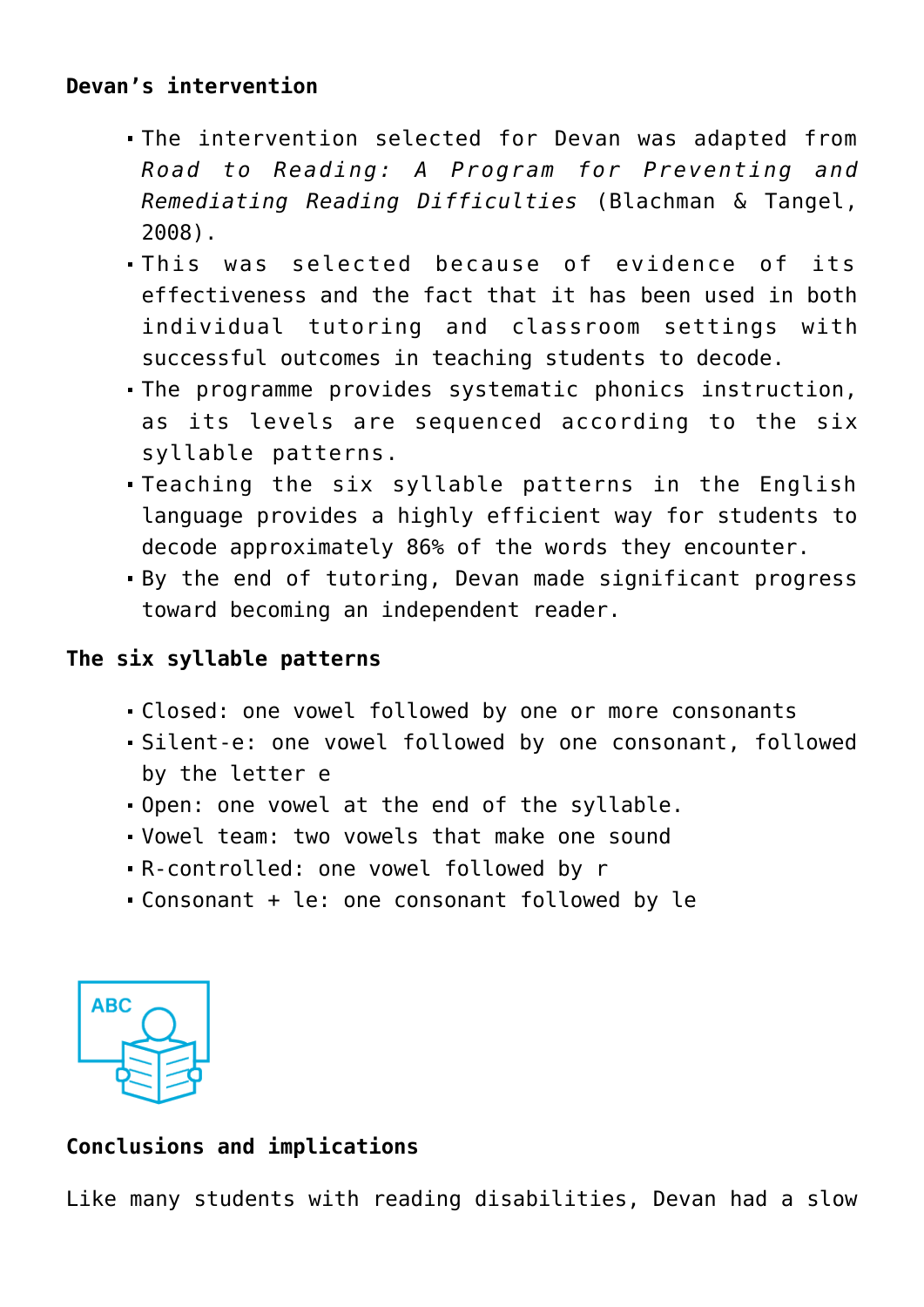**Devan's intervention**

- The intervention selected for Devan was adapted from *Road to Reading: A Program for Preventing and Remediating Reading Difficulties* (Blachman & Tangel, 2008).
- This was selected because of evidence of its effectiveness and the fact that it has been used in both individual tutoring and classroom settings with successful outcomes in teaching students to decode.
- The programme provides systematic phonics instruction, as its levels are sequenced according to the six syllable patterns.
- Teaching the six syllable patterns in the English language provides a highly efficient way for students to decode approximately 86% of the words they encounter.
- By the end of tutoring, Devan made significant progress toward becoming an independent reader.

**The six syllable patterns**

- Closed: one vowel followed by one or more consonants
- Silent-e: one vowel followed by one consonant, followed by the letter e
- Open: one vowel at the end of the syllable.
- Vowel team: two vowels that make one sound
- R-controlled: one vowel followed by r
- Consonant + le: one consonant followed by le

**Conclusions and implications**

Like many students with reading disabilities, Devan had a slow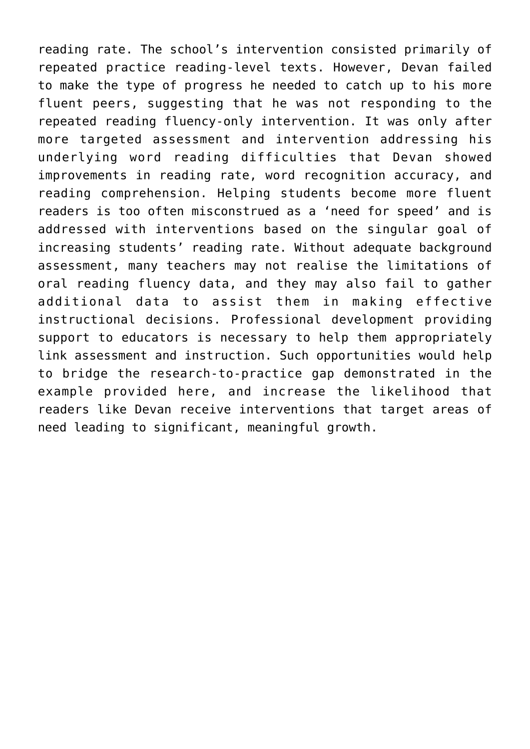reading rate. The school’s intervention consisted primarily of repeated practice reading-level texts. However, Devan failed to make the type of progress he needed to catch up to his more fluent peers, suggesting that he was not responding to the repeated reading fluency-only intervention. It was only after more targeted assessment and intervention addressing his underlying word reading difficulties that Devan showed improvements in reading rate, word recognition accuracy, and reading comprehension. Helping students become more fluent readers is too often misconstrued as a ‘need for speed’ and is addressed with interventions based on the singular goal of increasing students’ reading rate. Without adequate background assessment, many teachers may not realise the limitations of oral reading fluency data, and they may also fail to gather additional data to assist them in making effective instructional decisions. Professional development providing support to educators is necessary to help them appropriately link assessment and instruction. Such opportunities would help to bridge the research-to-practice gap demonstrated in the example provided here, and increase the likelihood that readers like Devan receive interventions that target areas of need leading to significant, meaningful growth.